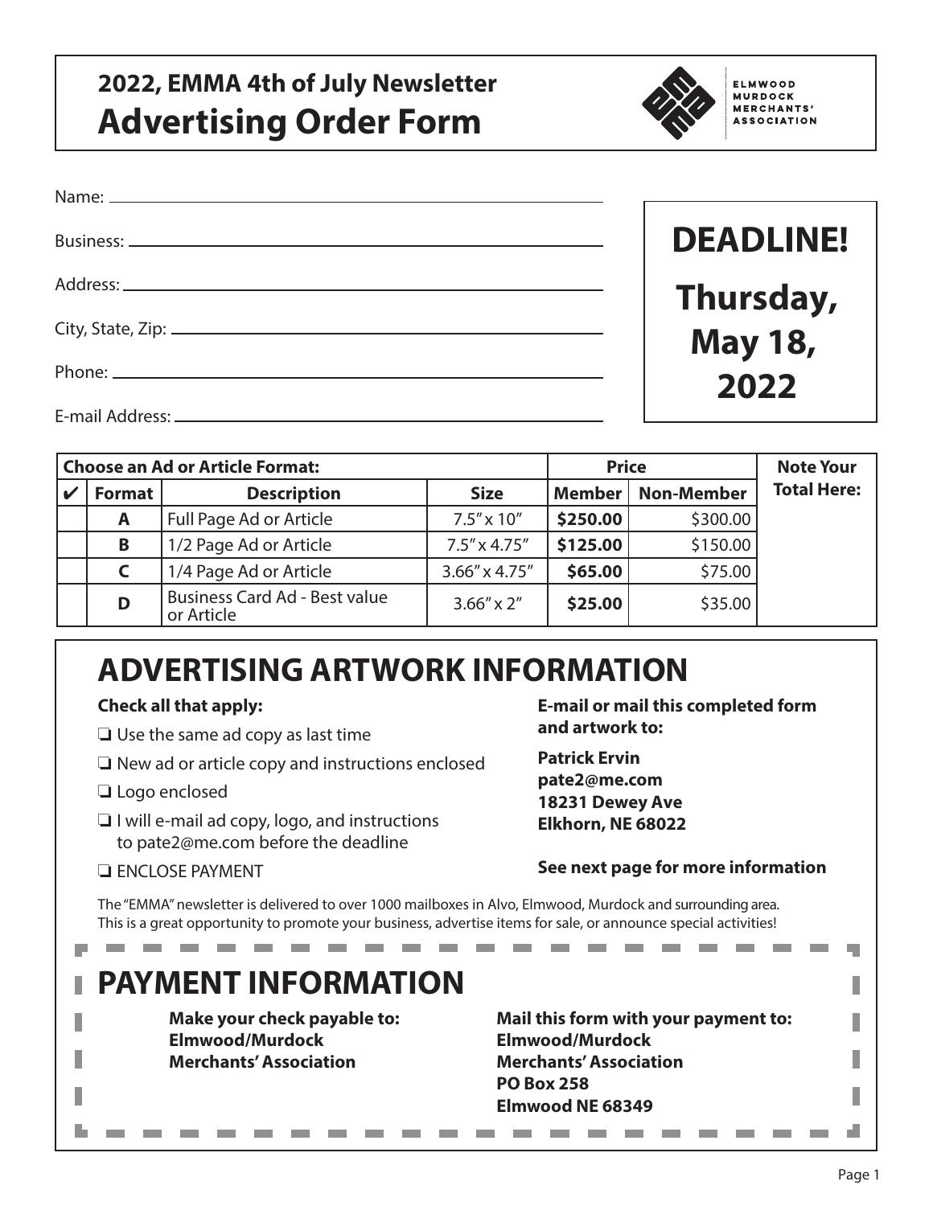# 2022, EMMA 4th of July Newsletter

# Advertising Order Form

ELMWOOD MURDOCK MERCHANTS' ASSOCIATION

Name: \_\_\_\_\_\_\_\_\_\_\_\_\_\_\_\_\_\_\_\_\_\_\_\_\_\_\_\_\_\_\_\_\_\_\_\_\_\_\_\_

Business: \_\_\_\_\_\_\_\_\_\_\_\_\_\_\_\_\_\_\_\_\_\_\_\_\_\_\_\_\_\_\_\_\_\_\_\_\_\_

Address: \_\_\_\_\_\_\_\_\_\_\_\_\_\_\_\_\_\_\_\_\_\_\_\_\_\_\_\_\_\_\_\_\_\_\_\_\_\_

City, State, Zip: \_\_\_\_\_\_\_\_\_\_\_\_\_\_\_\_\_\_\_\_\_\_\_\_\_\_\_\_\_\_\_\_

Phone: \_\_\_\_\_\_\_\_\_\_\_\_\_\_\_\_\_\_\_\_\_\_\_\_\_\_\_\_\_\_\_\_\_\_\_\_\_\_\_

E-mail Address: \_\_\_\_\_\_\_\_\_\_\_\_\_\_\_\_\_\_\_\_\_\_\_\_\_\_\_\_\_\_\_\_

**DEADLINE!**

**Thursday, May 18, 2022**

| Choose an Ad or Article Format: | | | | Price | | Note Your Total Here: |
|---|---|---|---|---|---|---|
| ✔ | Format | Description | Size | Member | Non-Member | |
| | A | Full Page Ad or Article | 7.5″ x 10″ | **$250.00** | $300.00 | |
| | B | 1/2 Page Ad or Article | 7.5″ x 4.75″ | **$125.00** | $150.00 | |
| | C | 1/4 Page Ad or Article | 3.66″ x 4.75″ | **$65.00** | $75.00 | |
| | D | Business Card Ad - Best value or Article | 3.66″ x 2″ | **$25.00** | $35.00 | |

## ADVERTISING ARTWORK INFORMATION

**Check all that apply:**

- ❏ Use the same ad copy as last time
- ❏ New ad or article copy and instructions enclosed
- ❏ Logo enclosed
- ❏ I will e-mail ad copy, logo, and instructions to pate2@me.com before the deadline
- ❏ ENCLOSE PAYMENT

**E-mail or mail this completed form and artwork to:**

**Patrick Ervin**
**pate2@me.com**
**18231 Dewey Ave**
**Elkhorn, NE 68022**

**See next page for more information**

The "EMMA" newsletter is delivered to over 1000 mailboxes in Alvo, Elmwood, Murdock and surrounding area. This is a great opportunity to promote your business, advertise items for sale, or announce special activities!

## PAYMENT INFORMATION

**Make your check payable to:**
**Elmwood/Murdock Merchants' Association**

**Mail this form with your payment to:**
**Elmwood/Murdock Merchants' Association**
**PO Box 258**
**Elmwood NE 68349**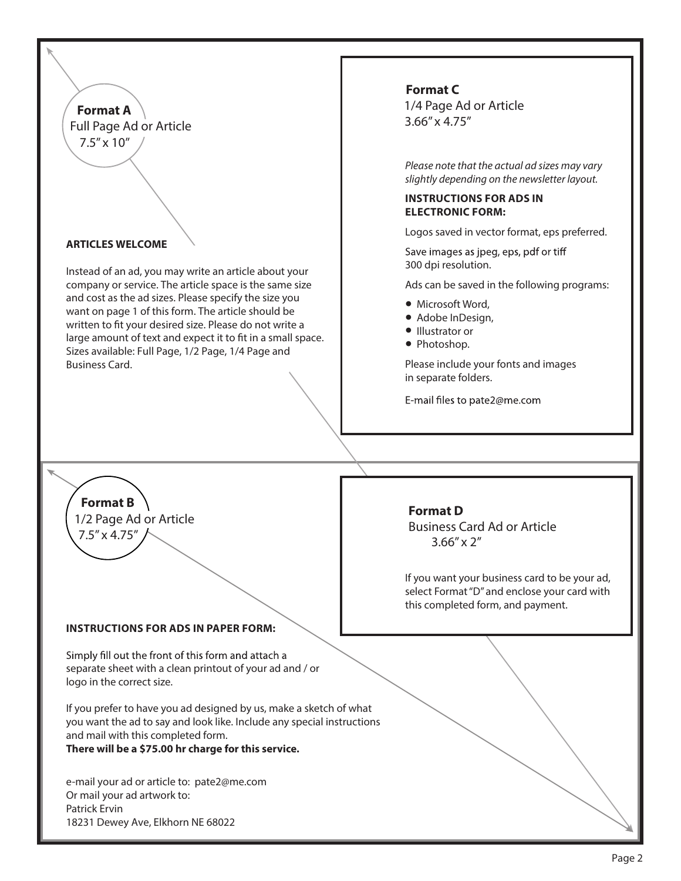**Format A**
Full Page Ad or Article
7.5" x 10"

**ARTICLES WELCOME**

Instead of an ad, you may write an article about your company or service. The article space is the same size and cost as the ad sizes. Please specify the size you want on page 1 of this form. The article should be written to fit your desired size. Please do not write a large amount of text and expect it to fit in a small space. Sizes available: Full Page, 1/2 Page, 1/4 Page and Business Card.

**Format C**
1/4 Page Ad or Article
3.66" x 4.75"

*Please note that the actual ad sizes may vary slightly depending on the newsletter layout.*

**INSTRUCTIONS FOR ADS IN ELECTRONIC FORM:**

Logos saved in vector format, eps preferred.

Save images as jpeg, eps, pdf or tiff 300 dpi resolution.

Ads can be saved in the following programs:

- Microsoft Word,
- Adobe InDesign,
- Illustrator or
- Photoshop.

Please include your fonts and images in separate folders.

E-mail files to pate2@me.com

**Format B**
1/2 Page Ad or Article
7.5" x 4.75"

**INSTRUCTIONS FOR ADS IN PAPER FORM:**

Simply fill out the front of this form and attach a separate sheet with a clean printout of your ad and / or logo in the correct size.

If you prefer to have you ad designed by us, make a sketch of what you want the ad to say and look like. Include any special instructions and mail with this completed form.
**There will be a $75.00 hr charge for this service.**

e-mail your ad or article to: pate2@me.com
Or mail your ad artwork to:
Patrick Ervin
18231 Dewey Ave, Elkhorn NE 68022

**Format D**
Business Card Ad or Article
3.66" x 2"

If you want your business card to be your ad, select Format "D" and enclose your card with this completed form, and payment.